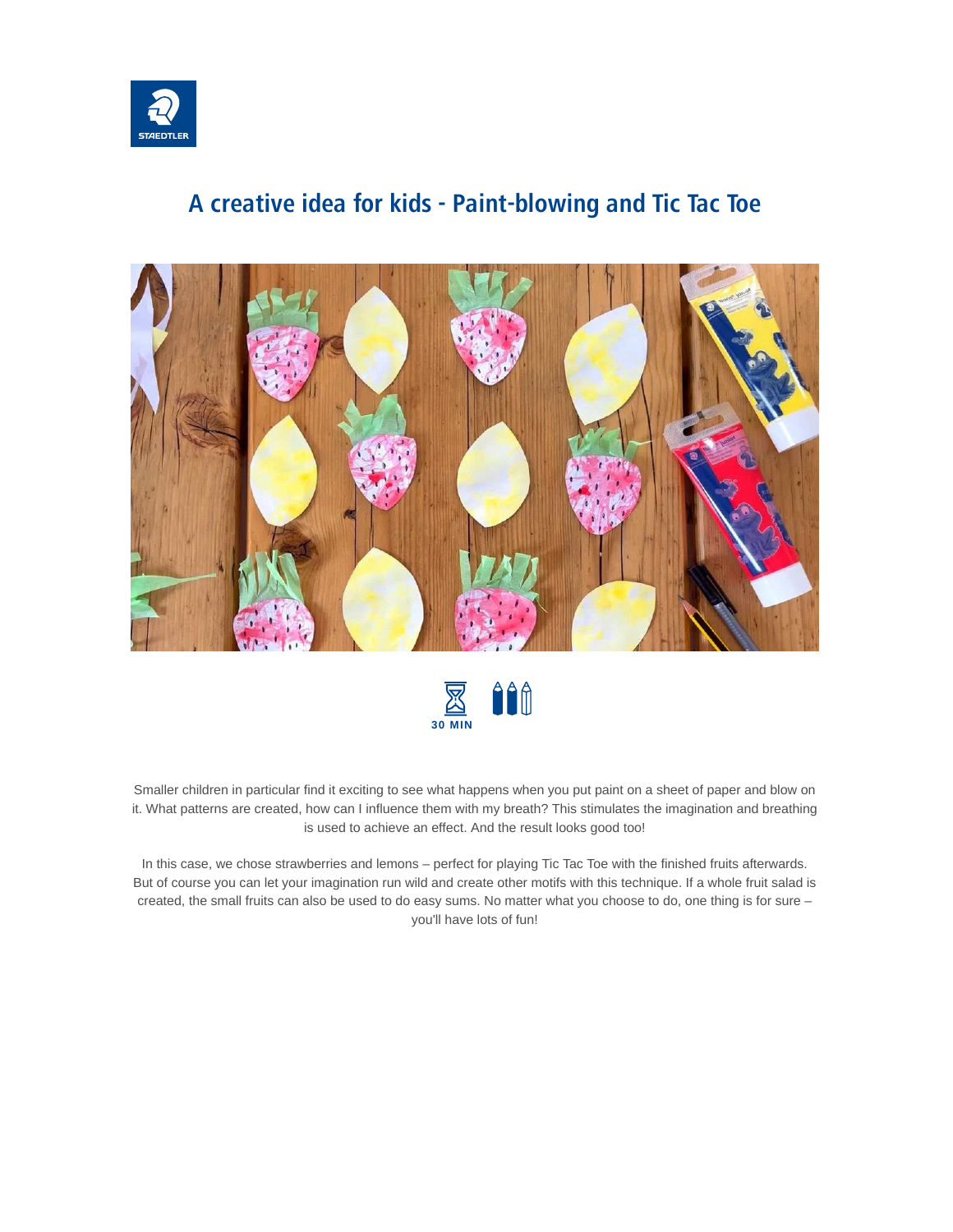# A creative idea for kids - Paint-blowing and Tic Tac Toe

30 MIN

Smaller children in particular find it exciting to see what happens when you put paint on a sheet of paper and blow on it. What patterns are created, how can I influence them with my breath? This stimulates the imagination and breathing is used to achieve an effect. And the result looks good too!

In this case, we chose strawberries and lemons – perfect for playing Tic Tac Toe with the finished fruits afterwards. But of course you can let your imagination run wild and create other motifs with this technique. If a whole fruit salad is created, the small fruits can also be used to do easy sums. No matter what you choose to do, one thing is for sure – you'll have lots of fun!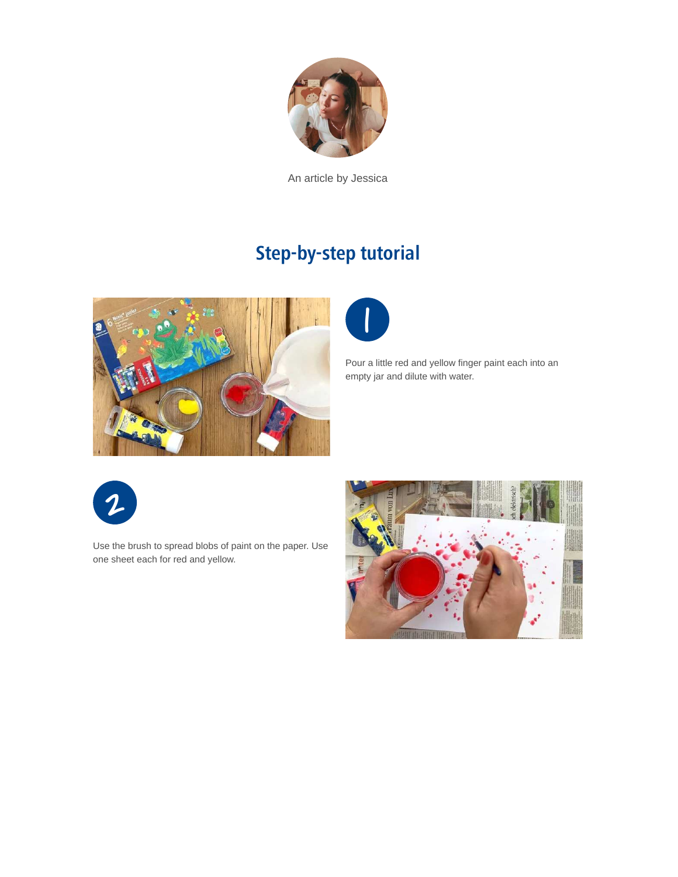An article by Jessica

## Step-by-step tutorial

1

Pour a little red and yellow finger paint each into an empty jar and dilute with water.

2

Use the brush to spread blobs of paint on the paper. Use one sheet each for red and yellow.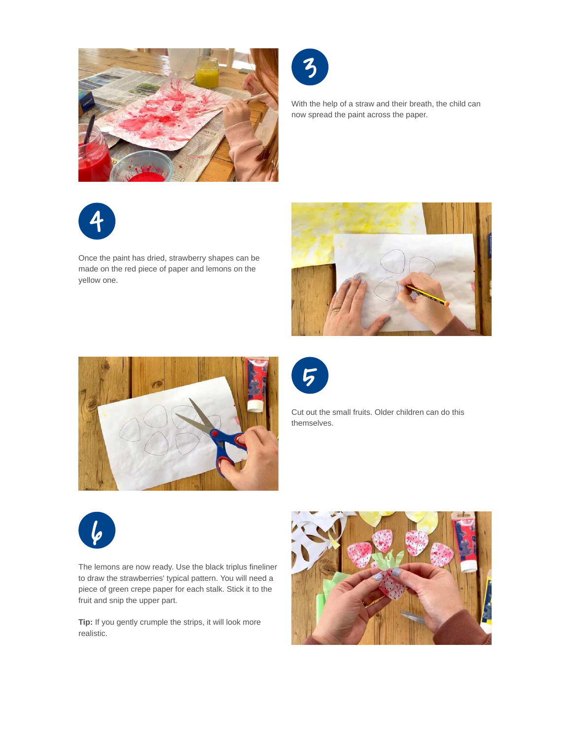3

With the help of a straw and their breath, the child can now spread the paint across the paper.

4

Once the paint has dried, strawberry shapes can be made on the red piece of paper and lemons on the yellow one.

5

Cut out the small fruits. Older children can do this themselves.

6

The lemons are now ready. Use the black triplus fineliner to draw the strawberries' typical pattern. You will need a piece of green crepe paper for each stalk. Stick it to the fruit and snip the upper part.

**Tip:** If you gently crumple the strips, it will look more realistic.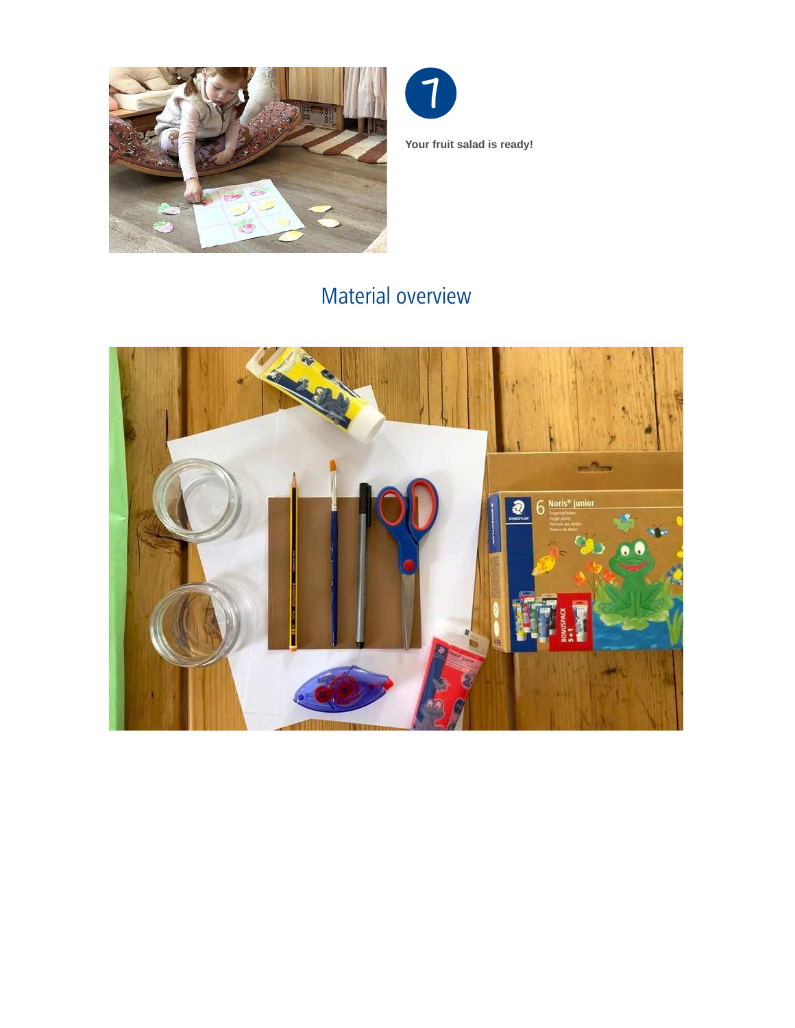7

**Your fruit salad is ready!**

## Material overview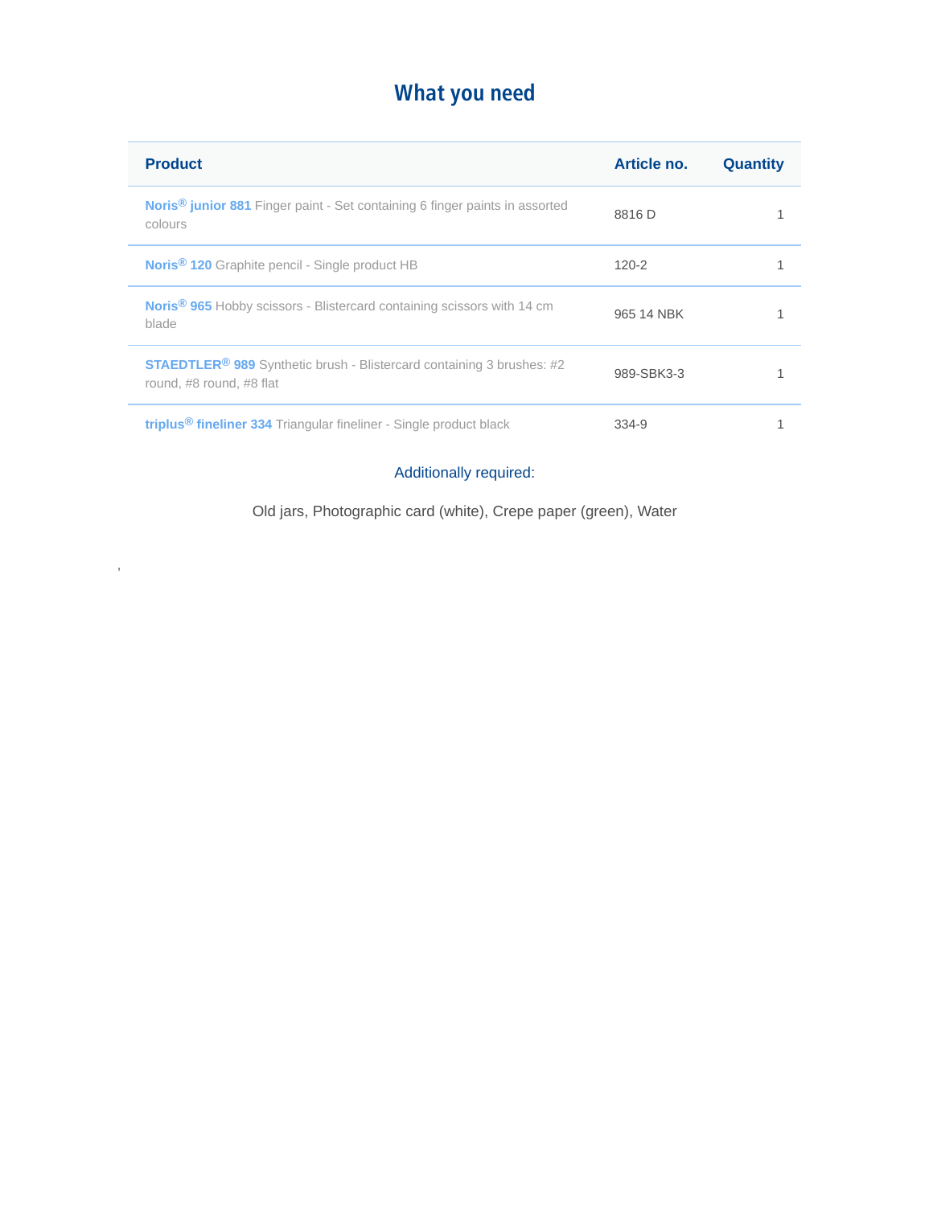# What you need

| Product | Article no. | Quantity |
| --- | --- | --- |
| **Noris® junior 881** Finger paint - Set containing 6 finger paints in assorted colours | 8816 D | 1 |
| **Noris® 120** Graphite pencil - Single product HB | 120-2 | 1 |
| **Noris® 965** Hobby scissors - Blistercard containing scissors with 14 cm blade | 965 14 NBK | 1 |
| **STAEDTLER® 989** Synthetic brush - Blistercard containing 3 brushes: #2 round, #8 round, #8 flat | 989-SBK3-3 | 1 |
| **triplus® fineliner 334** Triangular fineliner - Single product black | 334-9 | 1 |

Additionally required:

Old jars, Photographic card (white), Crepe paper (green), Water

,